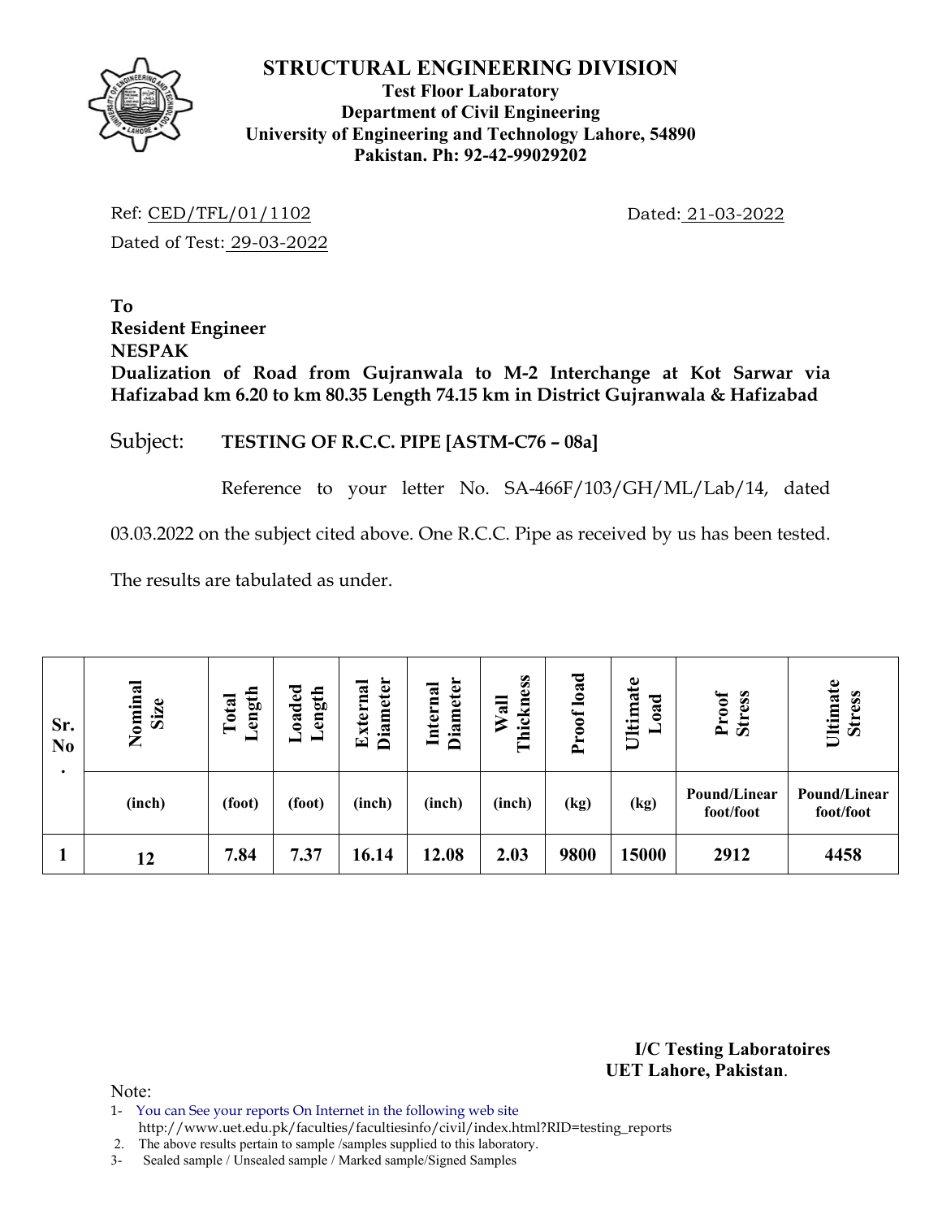# STRUCTURAL ENGINEERING DIVISION

**Test Floor Laboratory**
**Department of Civil Engineering**
**University of Engineering and Technology Lahore, 54890**
**Pakistan. Ph: 92-42-99029202**

Ref: CED/TFL/01/1102

Dated: 21-03-2022

Dated of Test: 29-03-2022

**To**
**Resident Engineer**
**NESPAK**
**Dualization of Road from Gujranwala to M-2 Interchange at Kot Sarwar via Hafizabad km 6.20 to km 80.35 Length 74.15 km in District Gujranwala & Hafizabad**

Subject: **TESTING OF R.C.C. PIPE [ASTM-C76 – 08a]**

Reference to your letter No. SA-466F/103/GH/ML/Lab/14, dated 03.03.2022 on the subject cited above. One R.C.C. Pipe as received by us has been tested. The results are tabulated as under.

| Sr. No. | Nominal Size | Total Length | Loaded Length | External Diameter | Internal Diameter | Wall Thickness | Proof load | Ultimate Load | Proof Stress | Ultimate Stress |
|---|---|---|---|---|---|---|---|---|---|---|
| | (inch) | (foot) | (foot) | (inch) | (inch) | (inch) | (kg) | (kg) | Pound/Linear foot/foot | Pound/Linear foot/foot |
| 1 | 12 | 7.84 | 7.37 | 16.14 | 12.08 | 2.03 | 9800 | 15000 | 2912 | 4458 |

**I/C Testing Laboratoires**
**UET Lahore, Pakistan**.

Note:
1- You can See your reports On Internet in the following web site
http://www.uet.edu.pk/faculties/facultiesinfo/civil/index.html?RID=testing_reports
2. The above results pertain to sample /samples supplied to this laboratory.
3- Sealed sample / Unsealed sample / Marked sample/Signed Samples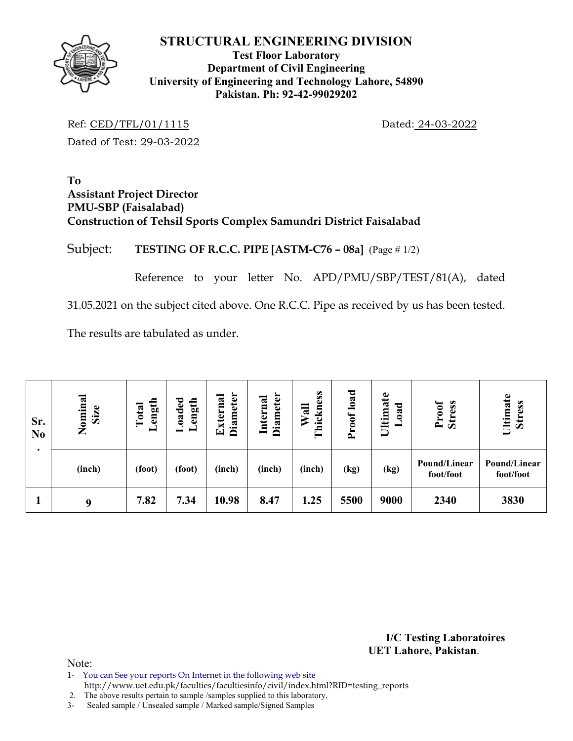# STRUCTURAL ENGINEERING DIVISION

**Test Floor Laboratory**
**Department of Civil Engineering**
**University of Engineering and Technology Lahore, 54890**
**Pakistan. Ph: 92-42-99029202**

Ref: CED/TFL/01/1115 Dated: 24-03-2022

Dated of Test: 29-03-2022

**To**
**Assistant Project Director**
**PMU-SBP (Faisalabad)**
**Construction of Tehsil Sports Complex Samundri District Faisalabad**

Subject: **TESTING OF R.C.C. PIPE [ASTM-C76 – 08a]** (Page # 1/2)

Reference to your letter No. APD/PMU/SBP/TEST/81(A), dated 31.05.2021 on the subject cited above. One R.C.C. Pipe as received by us has been tested.

The results are tabulated as under.

| Sr. No. | Nominal Size | Total Length | Loaded Length | External Diameter | Internal Diameter | Wall Thickness | Proof load | Ultimate Load | Proof Stress | Ultimate Stress |
|---|---|---|---|---|---|---|---|---|---|---|
| | (inch) | (foot) | (foot) | (inch) | (inch) | (inch) | (kg) | (kg) | Pound/Linear foot/foot | Pound/Linear foot/foot |
| 1 | 9 | 7.82 | 7.34 | 10.98 | 8.47 | 1.25 | 5500 | 9000 | 2340 | 3830 |

**I/C Testing Laboratoires**
**UET Lahore, Pakistan**.

Note:

1- You can See your reports On Internet in the following web site http://www.uet.edu.pk/faculties/facultiesinfo/civil/index.html?RID=testing_reports
2. The above results pertain to sample /samples supplied to this laboratory.
3- Sealed sample / Unsealed sample / Marked sample/Signed Samples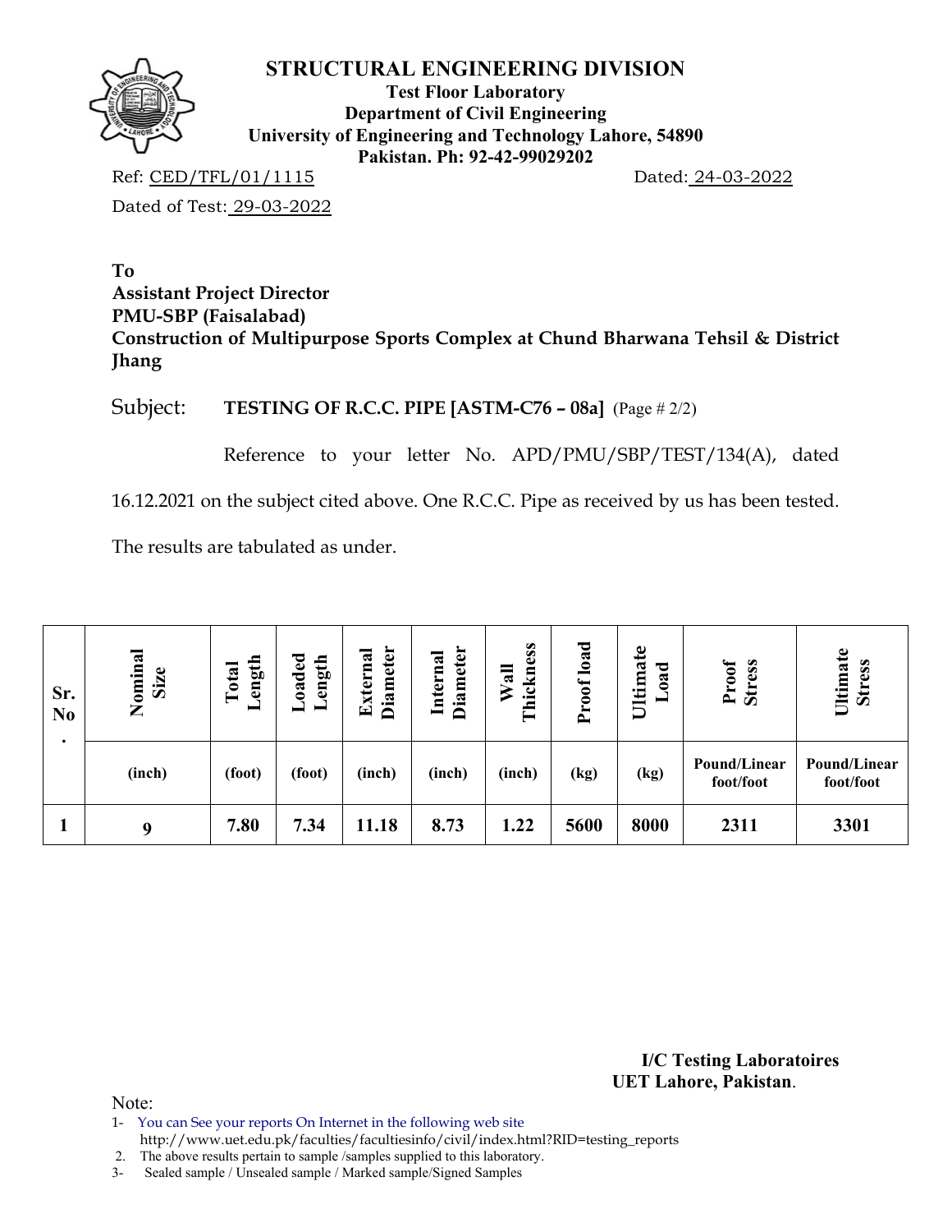# STRUCTURAL ENGINEERING DIVISION

**Test Floor Laboratory**
**Department of Civil Engineering**
**University of Engineering and Technology Lahore, 54890**
**Pakistan. Ph: 92-42-99029202**

Ref: CED/TFL/01/1115 Dated: 24-03-2022

Dated of Test: 29-03-2022

**To**
**Assistant Project Director**
**PMU-SBP (Faisalabad)**
**Construction of Multipurpose Sports Complex at Chund Bharwana Tehsil & District Jhang**

Subject: **TESTING OF R.C.C. PIPE [ASTM-C76 – 08a]** (Page # 2/2)

Reference to your letter No. APD/PMU/SBP/TEST/134(A), dated 16.12.2021 on the subject cited above. One R.C.C. Pipe as received by us has been tested.

The results are tabulated as under.

| Sr. No. | Nominal Size | Total Length | Loaded Length | External Diameter | Internal Diameter | Wall Thickness | Proof load | Ultimate Load | Proof Stress | Ultimate Stress |
|---|---|---|---|---|---|---|---|---|---|---|
| | (inch) | (foot) | (foot) | (inch) | (inch) | (inch) | (kg) | (kg) | Pound/Linear foot/foot | Pound/Linear foot/foot |
| 1 | 9 | 7.80 | 7.34 | 11.18 | 8.73 | 1.22 | 5600 | 8000 | 2311 | 3301 |

**I/C Testing Laboratoires**
**UET Lahore, Pakistan**.

Note:

1- You can See your reports On Internet in the following web site
http://www.uet.edu.pk/faculties/facultiesinfo/civil/index.html?RID=testing_reports
2. The above results pertain to sample /samples supplied to this laboratory.
3- Sealed sample / Unsealed sample / Marked sample/Signed Samples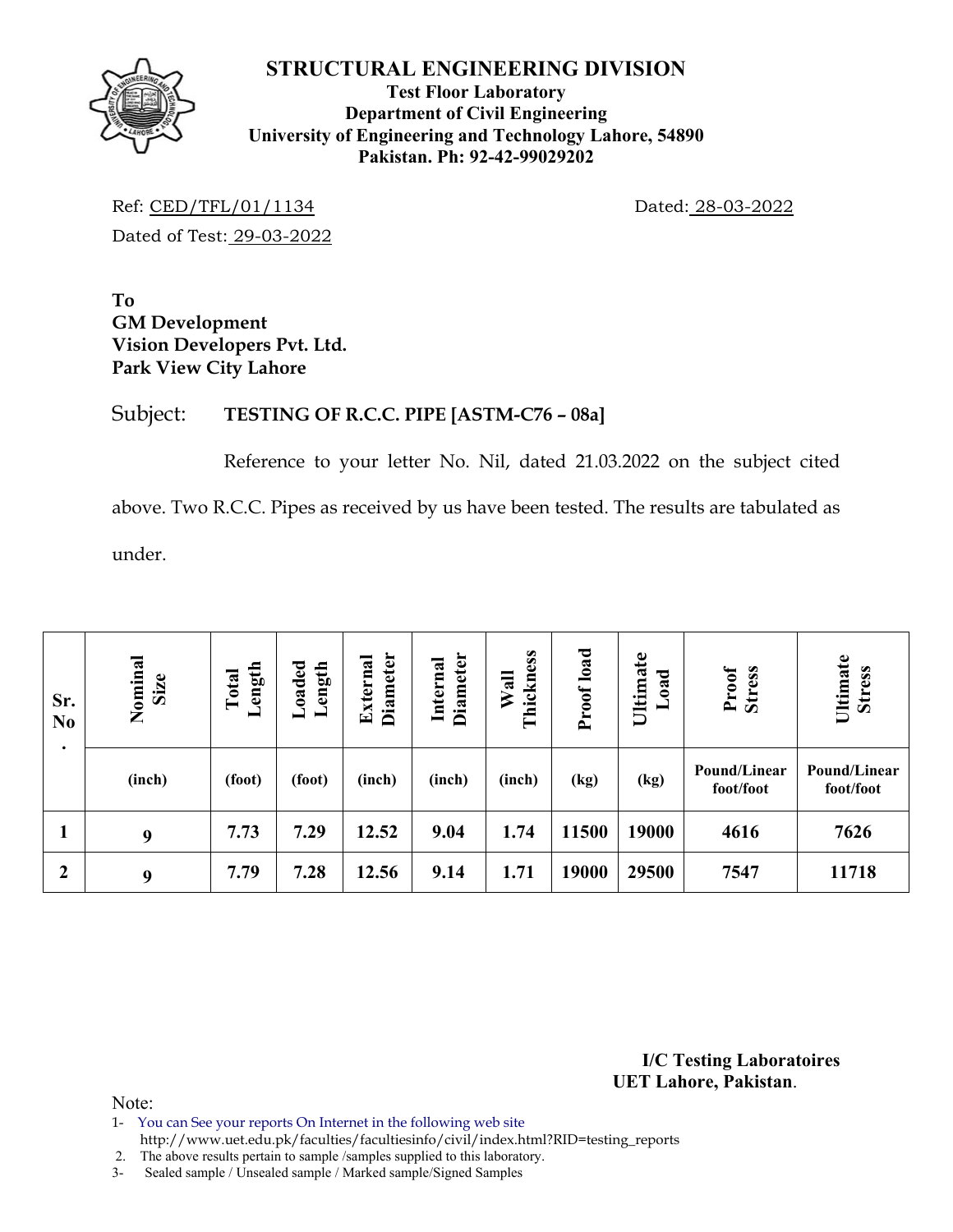# STRUCTURAL ENGINEERING DIVISION

**Test Floor Laboratory**
**Department of Civil Engineering**
**University of Engineering and Technology Lahore, 54890**
**Pakistan. Ph: 92-42-99029202**

Ref: CED/TFL/01/1134 Dated: 28-03-2022

Dated of Test: 29-03-2022

**To**
**GM Development**
**Vision Developers Pvt. Ltd.**
**Park View City Lahore**

Subject: **TESTING OF R.C.C. PIPE [ASTM-C76 – 08a]**

Reference to your letter No. Nil, dated 21.03.2022 on the subject cited above. Two R.C.C. Pipes as received by us have been tested. The results are tabulated as under.

| Sr. No. | Nominal Size | Total Length | Loaded Length | External Diameter | Internal Diameter | Wall Thickness | Proof load | Ultimate Load | Proof Stress | Ultimate Stress |
|---|---|---|---|---|---|---|---|---|---|---|
| | (inch) | (foot) | (foot) | (inch) | (inch) | (inch) | (kg) | (kg) | Pound/Linear foot/foot | Pound/Linear foot/foot |
| 1 | 9 | 7.73 | 7.29 | 12.52 | 9.04 | 1.74 | 11500 | 19000 | 4616 | 7626 |
| 2 | 9 | 7.79 | 7.28 | 12.56 | 9.14 | 1.71 | 19000 | 29500 | 7547 | 11718 |

**I/C Testing Laboratoires**
**UET Lahore, Pakistan**.

Note:

1- You can See your reports On Internet in the following web site http://www.uet.edu.pk/faculties/facultiesinfo/civil/index.html?RID=testing_reports
2. The above results pertain to sample /samples supplied to this laboratory.
3- Sealed sample / Unsealed sample / Marked sample/Signed Samples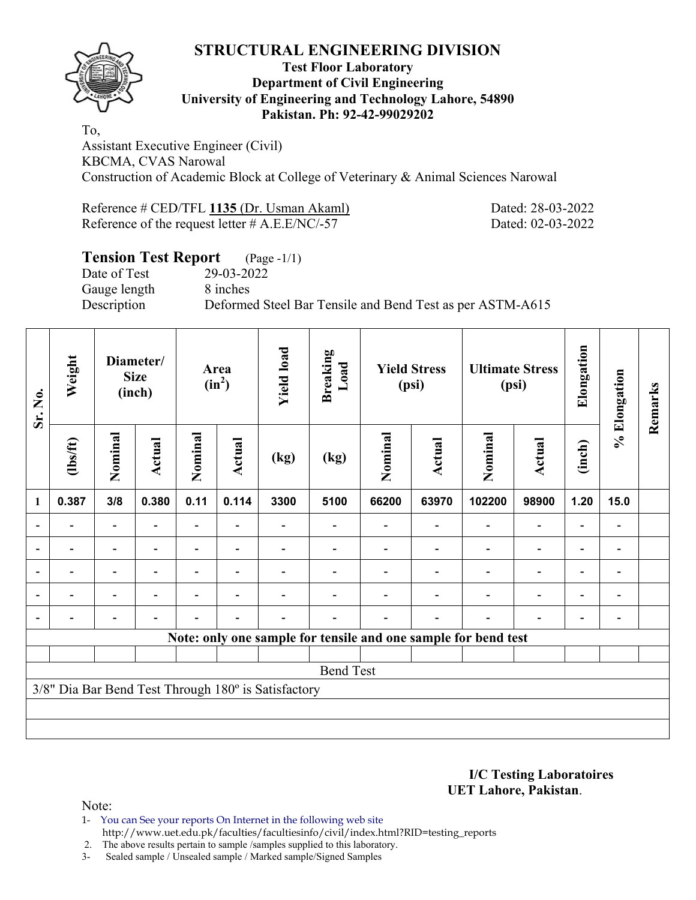# STRUCTURAL ENGINEERING DIVISION

**Test Floor Laboratory**
**Department of Civil Engineering**
**University of Engineering and Technology Lahore, 54890**
**Pakistan. Ph: 92-42-99029202**

To,
Assistant Executive Engineer (Civil)
KBCMA, CVAS Narowal
Construction of Academic Block at College of Veterinary & Animal Sciences Narowal

Reference # CED/TFL **1135** (Dr. Usman Akaml) Dated: 28-03-2022
Reference of the request letter # A.E.E/NC/-57 Dated: 02-03-2022

## Tension Test Report (Page -1/1)

Date of Test 29-03-2022
Gauge length 8 inches
Description Deformed Steel Bar Tensile and Bend Test as per ASTM-A615

| Sr. No. | Weight | Diameter/ Size (inch) | | Area ($in^2$) | | Yield load | Breaking Load | Yield Stress (psi) | | Ultimate Stress (psi) | | Elongation | % Elongation | Remarks |
|---|---|---|---|---|---|---|---|---|---|---|---|---|---|---|
| | (lbs/ft) | Nominal | Actual | Nominal | Actual | (kg) | (kg) | Nominal | Actual | Nominal | Actual | (inch) | | |
| **1** | **0.387** | **3/8** | **0.380** | **0.11** | **0.114** | **3300** | **5100** | **66200** | **63970** | **102200** | **98900** | **1.20** | **15.0** | |
| - | - | - | - | - | - | - | - | - | - | - | - | - | - | |
| - | - | - | - | - | - | - | - | - | - | - | - | - | - | |
| - | - | - | - | - | - | - | - | - | - | - | - | - | - | |
| - | - | - | - | - | - | - | - | - | - | - | - | - | - | |
| - | - | - | - | - | - | - | - | - | - | - | - | - | - | |

**Note: only one sample for tensile and one sample for bend test**

Bend Test

3/8" Dia Bar Bend Test Through 180º is Satisfactory

**I/C Testing Laboratoires**
**UET Lahore, Pakistan**.

Note:
1- You can See your reports On Internet in the following web site http://www.uet.edu.pk/faculties/facultiesinfo/civil/index.html?RID=testing_reports
2. The above results pertain to sample /samples supplied to this laboratory.
3- Sealed sample / Unsealed sample / Marked sample/Signed Samples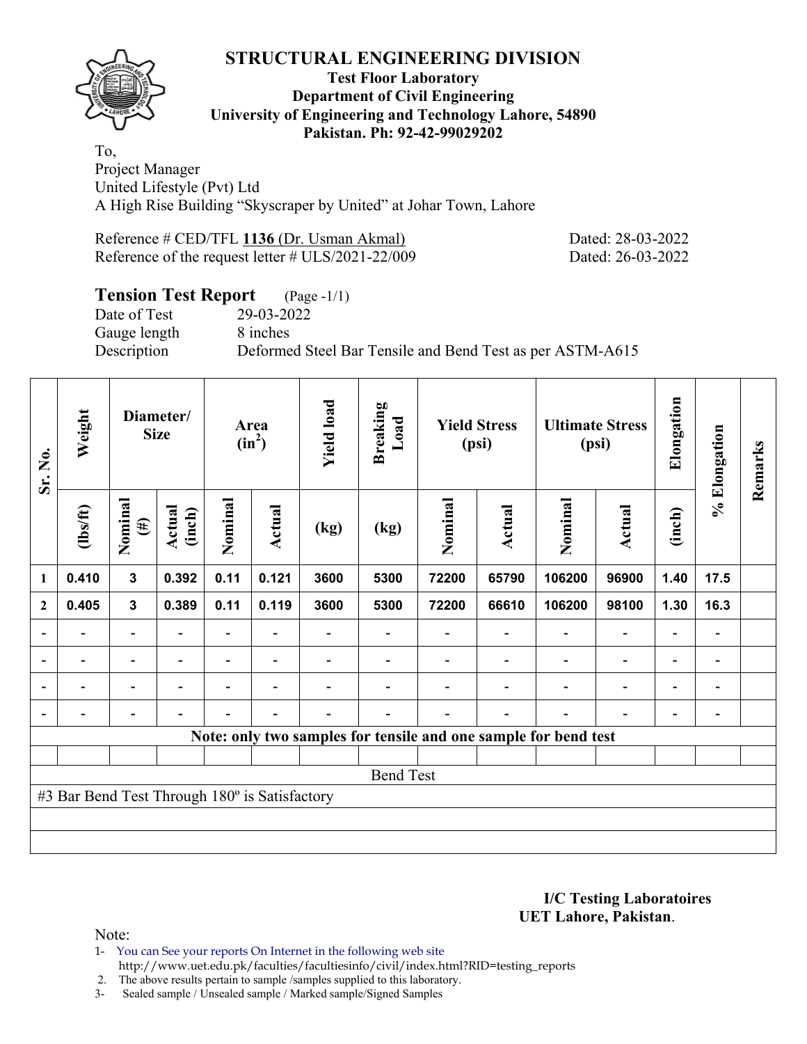# STRUCTURAL ENGINEERING DIVISION

**Test Floor Laboratory**
**Department of Civil Engineering**
**University of Engineering and Technology Lahore, 54890**
**Pakistan. Ph: 92-42-99029202**

To,
Project Manager
United Lifestyle (Pvt) Ltd
A High Rise Building "Skyscraper by United" at Johar Town, Lahore

Reference # CED/TFL **1136** (Dr. Usman Akmal) Dated: 28-03-2022
Reference of the request letter # ULS/2021-22/009 Dated: 26-03-2022

## Tension Test Report (Page -1/1)

Date of Test 29-03-2022
Gauge length 8 inches
Description Deformed Steel Bar Tensile and Bend Test as per ASTM-A615

| Sr. No. | Weight | Diameter/ Size | | Area ($in^2$) | | Yield load | Breaking Load | Yield Stress (psi) | | Ultimate Stress (psi) | | Elongation | % Elongation | Remarks |
|---|---|---|---|---|---|---|---|---|---|---|---|---|---|---|
| | (lbs/ft) | Nominal (#) | Actual (inch) | Nominal | Actual | (kg) | (kg) | Nominal | Actual | Nominal | Actual | (inch) | | |
| 1 | 0.410 | 3 | 0.392 | 0.11 | 0.121 | 3600 | 5300 | 72200 | 65790 | 106200 | 96900 | 1.40 | 17.5 | |
| 2 | 0.405 | 3 | 0.389 | 0.11 | 0.119 | 3600 | 5300 | 72200 | 66610 | 106200 | 98100 | 1.30 | 16.3 | |
| - | - | - | - | - | - | - | - | - | - | - | - | - | - | |
| - | - | - | - | - | - | - | - | - | - | - | - | - | - | |
| - | - | - | - | - | - | - | - | - | - | - | - | - | - | |
| - | - | - | - | - | - | - | - | - | - | - | - | - | - | |

**Note: only two samples for tensile and one sample for bend test**

Bend Test

#3 Bar Bend Test Through 180º is Satisfactory

**I/C Testing Laboratoires**
**UET Lahore, Pakistan**.

Note:
1- You can See your reports On Internet in the following web site
http://www.uet.edu.pk/faculties/facultiesinfo/civil/index.html?RID=testing_reports
2. The above results pertain to sample /samples supplied to this laboratory.
3- Sealed sample / Unsealed sample / Marked sample/Signed Samples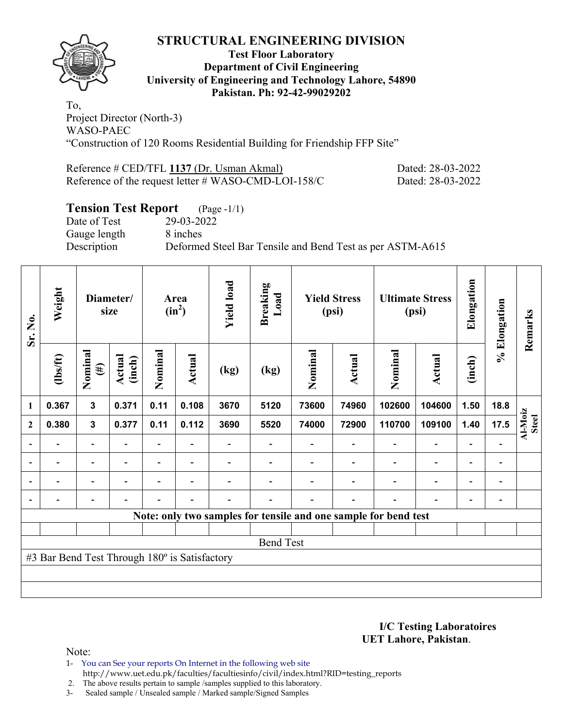# STRUCTURAL ENGINEERING DIVISION

**Test Floor Laboratory**
**Department of Civil Engineering**
**University of Engineering and Technology Lahore, 54890**
**Pakistan. Ph: 92-42-99029202**

To,
Project Director (North-3)
WASO-PAEC
"Construction of 120 Rooms Residential Building for Friendship FFP Site"

Reference # CED/TFL **1137** (Dr. Usman Akmal) Dated: 28-03-2022
Reference of the request letter # WASO-CMD-LOI-158/C Dated: 28-03-2022

**Tension Test Report** (Page -1/1)
Date of Test 29-03-2022
Gauge length 8 inches
Description Deformed Steel Bar Tensile and Bend Test as per ASTM-A615

| Sr. No. | Weight | Diameter/ size | | Area ($in^2$) | | Yield load | Breaking Load | Yield Stress (psi) | | Ultimate Stress (psi) | | Elongation | % Elongation | Remarks |
|---|---|---|---|---|---|---|---|---|---|---|---|---|---|---|
| | (lbs/ft) | Nominal (#) | Actual (inch) | Nominal | Actual | (kg) | (kg) | Nominal | Actual | Nominal | Actual | (inch) | | |
| 1 | 0.367 | 3 | 0.371 | 0.11 | 0.108 | 3670 | 5120 | 73600 | 74960 | 102600 | 104600 | 1.50 | 18.8 | Al-Moiz Steel |
| 2 | 0.380 | 3 | 0.377 | 0.11 | 0.112 | 3690 | 5520 | 74000 | 72900 | 110700 | 109100 | 1.40 | 17.5 | |
| - | - | - | - | - | - | - | - | - | - | - | - | - | - | |
| - | - | - | - | - | - | - | - | - | - | - | - | - | - | |
| - | - | - | - | - | - | - | - | - | - | - | - | - | - | |
| - | - | - | - | - | - | - | - | - | - | - | - | - | - | |
| **Note: only two samples for tensile and one sample for bend test** | | | | | | | | | | | | | | |
| Bend Test | | | | | | | | | | | | | | |
| #3 Bar Bend Test Through 180º is Satisfactory | | | | | | | | | | | | | | |

**I/C Testing Laboratoires**
**UET Lahore, Pakistan**.

Note:
1- You can See your reports On Internet in the following web site
http://www.uet.edu.pk/faculties/facultiesinfo/civil/index.html?RID=testing_reports
2. The above results pertain to sample /samples supplied to this laboratory.
3- Sealed sample / Unsealed sample / Marked sample/Signed Samples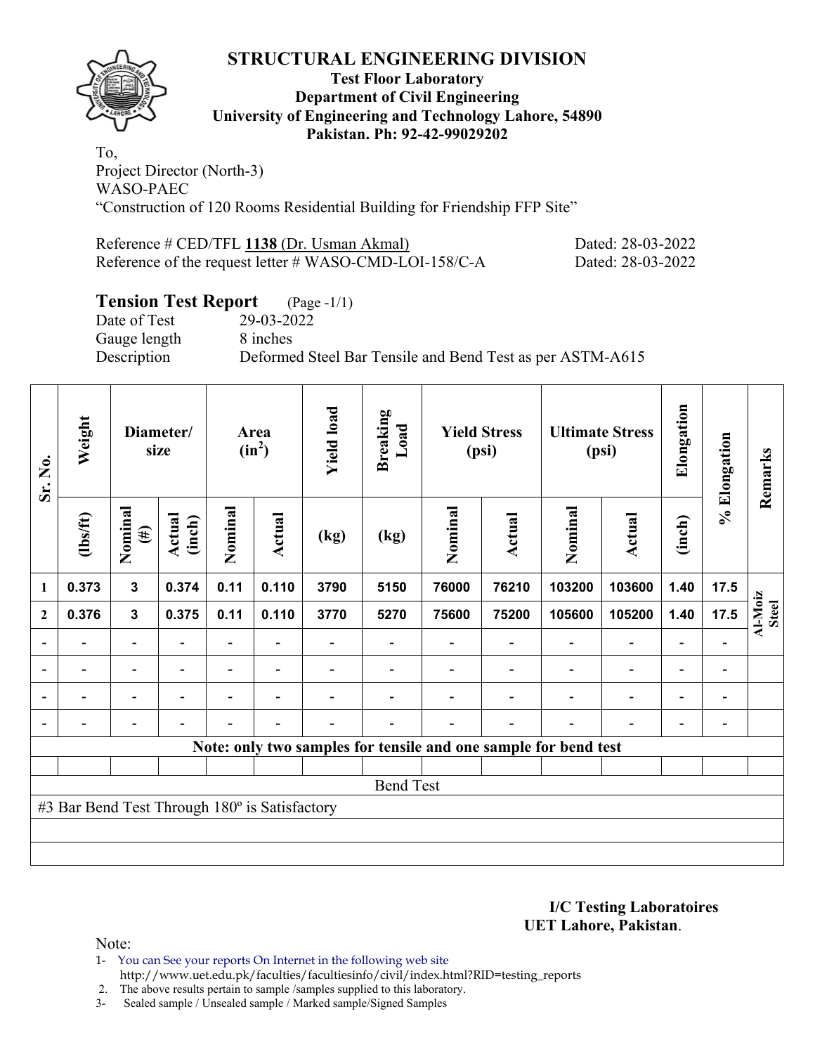# STRUCTURAL ENGINEERING DIVISION

**Test Floor Laboratory**
**Department of Civil Engineering**
**University of Engineering and Technology Lahore, 54890**
**Pakistan. Ph: 92-42-99029202**

To,
Project Director (North-3)
WASO-PAEC
"Construction of 120 Rooms Residential Building for Friendship FFP Site"

Reference # CED/TFL **1138** (Dr. Usman Akmal) Dated: 28-03-2022
Reference of the request letter # WASO-CMD-LOI-158/C-A Dated: 28-03-2022

## Tension Test Report (Page -1/1)

Date of Test 29-03-2022
Gauge length 8 inches
Description Deformed Steel Bar Tensile and Bend Test as per ASTM-A615

| Sr. No. | Weight | Diameter/ size | | Area ($in^2$) | | Yield load | Breaking Load | Yield Stress (psi) | | Ultimate Stress (psi) | | Elongation | % Elongation | Remarks |
|---|---|---|---|---|---|---|---|---|---|---|---|---|---|---|
| | (lbs/ft) | Nominal (#) | Actual (inch) | Nominal | Actual | (kg) | (kg) | Nominal | Actual | Nominal | Actual | (inch) | | |
| 1 | 0.373 | 3 | 0.374 | 0.11 | 0.110 | 3790 | 5150 | 76000 | 76210 | 103200 | 103600 | 1.40 | 17.5 | Al-Moiz Steel |
| 2 | 0.376 | 3 | 0.375 | 0.11 | 0.110 | 3770 | 5270 | 75600 | 75200 | 105600 | 105200 | 1.40 | 17.5 | |
| - | - | - | - | - | - | - | - | - | - | - | - | - | - | |
| - | - | - | - | - | - | - | - | - | - | - | - | - | - | |
| - | - | - | - | - | - | - | - | - | - | - | - | - | - | |
| - | - | - | - | - | - | - | - | - | - | - | - | - | - | |
| Note: only two samples for tensile and one sample for bend test | | | | | | | | | | | | | | |
| Bend Test | | | | | | | | | | | | | | |
| #3 Bar Bend Test Through 180º is Satisfactory | | | | | | | | | | | | | | |

**I/C Testing Laboratoires**
**UET Lahore, Pakistan**.

Note:
1- You can See your reports On Internet in the following web site
http://www.uet.edu.pk/faculties/facultiesinfo/civil/index.html?RID=testing_reports
2. The above results pertain to sample /samples supplied to this laboratory.
3- Sealed sample / Unsealed sample / Marked sample/Signed Samples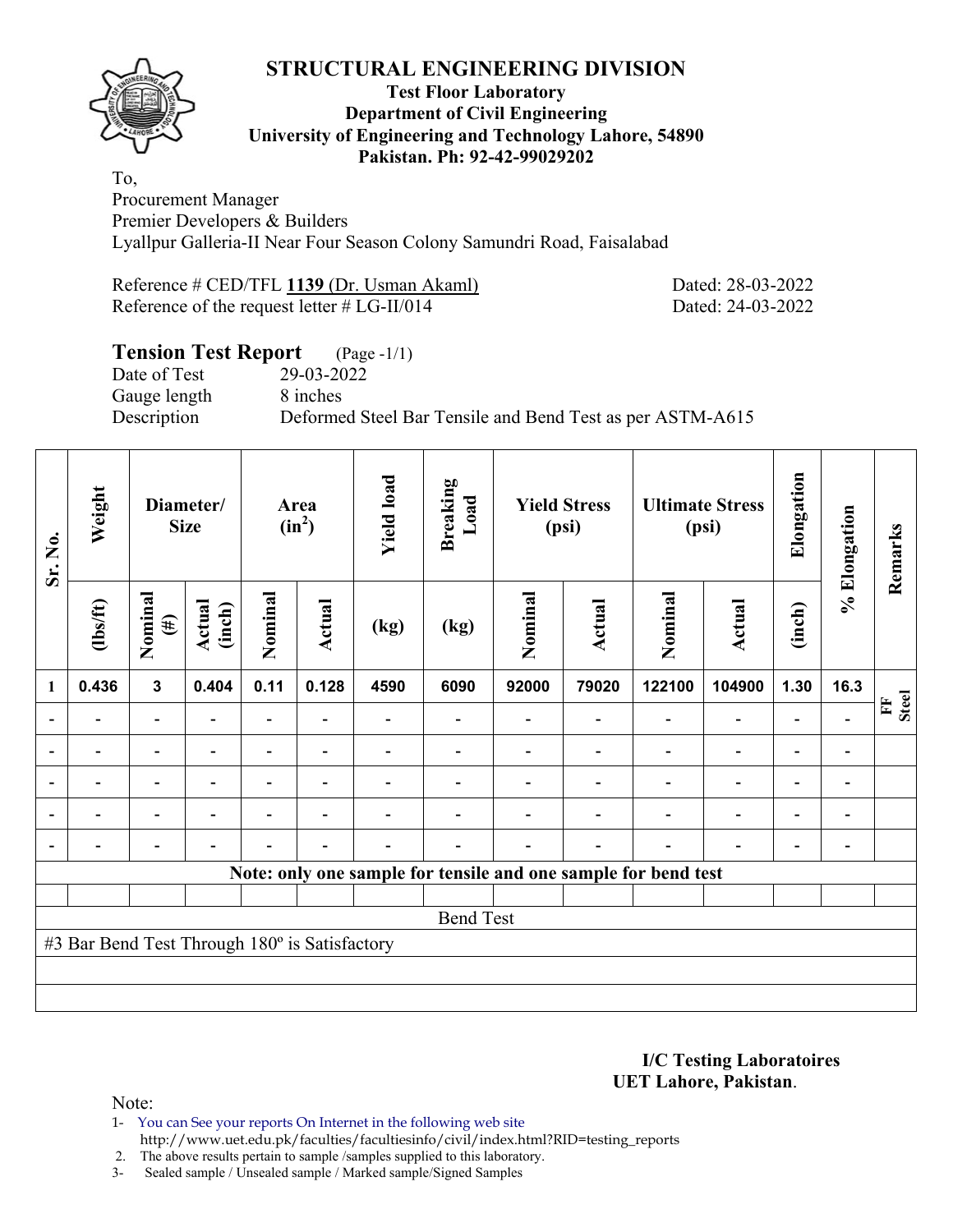# STRUCTURAL ENGINEERING DIVISION

**Test Floor Laboratory**
**Department of Civil Engineering**
**University of Engineering and Technology Lahore, 54890**
**Pakistan. Ph: 92-42-99029202**

To,
Procurement Manager
Premier Developers & Builders
Lyallpur Galleria-II Near Four Season Colony Samundri Road, Faisalabad

Reference # CED/TFL **1139** (Dr. Usman Akaml) Dated: 28-03-2022
Reference of the request letter # LG-II/014 Dated: 24-03-2022

## Tension Test Report (Page -1/1)

Date of Test 29-03-2022
Gauge length 8 inches
Description Deformed Steel Bar Tensile and Bend Test as per ASTM-A615

| Sr. No. | Weight | Diameter/ Size | | Area ($in^2$) | | Yield load | Breaking Load | Yield Stress (psi) | | Ultimate Stress (psi) | | Elongation | % Elongation | Remarks |
|---|---|---|---|---|---|---|---|---|---|---|---|---|---|---|
| | (lbs/ft) | Nominal (#) | Actual (inch) | Nominal | Actual | (kg) | (kg) | Nominal | Actual | Nominal | Actual | (inch) | | |
| 1 | 0.436 | 3 | 0.404 | 0.11 | 0.128 | 4590 | 6090 | 92000 | 79020 | 122100 | 104900 | 1.30 | 16.3 | FF Steel |
| - | - | - | - | - | - | - | - | - | - | - | - | - | - | |
| - | - | - | - | - | - | - | - | - | - | - | - | - | - | |
| - | - | - | - | - | - | - | - | - | - | - | - | - | - | |
| - | - | - | - | - | - | - | - | - | - | - | - | - | - | |
| - | - | - | - | - | - | - | - | - | - | - | - | - | - | |
| Note: only one sample for tensile and one sample for bend test | | | | | | | | | | | | | | |
| | | | | | | | | | | | | | | |
| Bend Test | | | | | | | | | | | | | | |
| #3 Bar Bend Test Through 180º is Satisfactory | | | | | | | | | | | | | | |

**I/C Testing Laboratoires**
**UET Lahore, Pakistan**.

Note:
1- You can See your reports On Internet in the following web site
http://www.uet.edu.pk/faculties/facultiesinfo/civil/index.html?RID=testing_reports
2. The above results pertain to sample /samples supplied to this laboratory.
3- Sealed sample / Unsealed sample / Marked sample/Signed Samples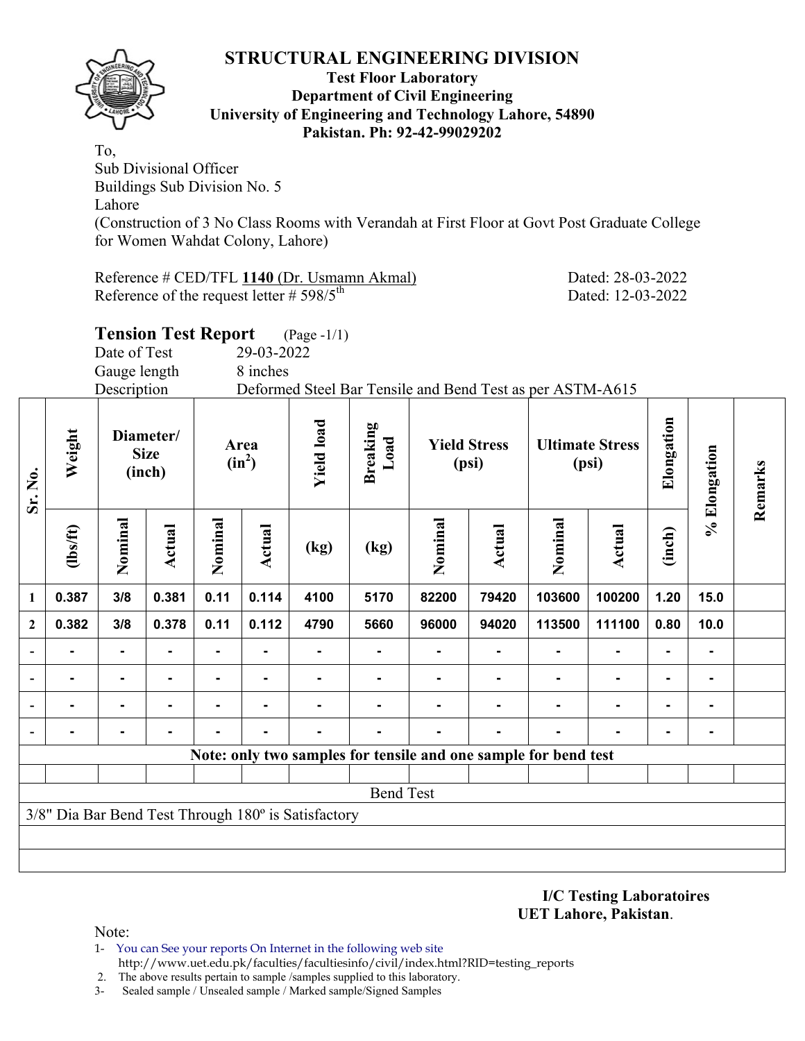## STRUCTURAL ENGINEERING DIVISION

**Test Floor Laboratory**
**Department of Civil Engineering**
**University of Engineering and Technology Lahore, 54890**
**Pakistan. Ph: 92-42-99029202**

To,
Sub Divisional Officer
Buildings Sub Division No. 5
Lahore
(Construction of 3 No Class Rooms with Verandah at First Floor at Govt Post Graduate College for Women Wahdat Colony, Lahore)

Reference # CED/TFL **1140** (Dr. Usmamn Akmal) Dated: 28-03-2022
Reference of the request letter # 598/5th Dated: 12-03-2022

### Tension Test Report (Page -1/1)

Date of Test 29-03-2022
Gauge length 8 inches
Description Deformed Steel Bar Tensile and Bend Test as per ASTM-A615

| Sr. No. | Weight | Diameter/ Size (inch) | | Area ($in^2$) | | Yield load | Breaking Load | Yield Stress (psi) | | Ultimate Stress (psi) | | Elongation | % Elongation | Remarks |
|---|---|---|---|---|---|---|---|---|---|---|---|---|---|---|
| | (lbs/ft) | Nominal | Actual | Nominal | Actual | (kg) | (kg) | Nominal | Actual | Nominal | Actual | (inch) | | |
| 1 | 0.387 | 3/8 | 0.381 | 0.11 | 0.114 | 4100 | 5170 | 82200 | 79420 | 103600 | 100200 | 1.20 | 15.0 | |
| 2 | 0.382 | 3/8 | 0.378 | 0.11 | 0.112 | 4790 | 5660 | 96000 | 94020 | 113500 | 111100 | 0.80 | 10.0 | |
| - | - | - | - | - | - | - | - | - | - | - | - | - | - | |
| - | - | - | - | - | - | - | - | - | - | - | - | - | - | |
| - | - | - | - | - | - | - | - | - | - | - | - | - | - | |
| - | - | - | - | - | - | - | - | - | - | - | - | - | - | |

**Note: only two samples for tensile and one sample for bend test**

Bend Test

3/8" Dia Bar Bend Test Through 180º is Satisfactory

**I/C Testing Laboratoires**
**UET Lahore, Pakistan**.

Note:
1- You can See your reports On Internet in the following web site
http://www.uet.edu.pk/faculties/facultiesinfo/civil/index.html?RID=testing_reports
2. The above results pertain to sample /samples supplied to this laboratory.
3- Sealed sample / Unsealed sample / Marked sample/Signed Samples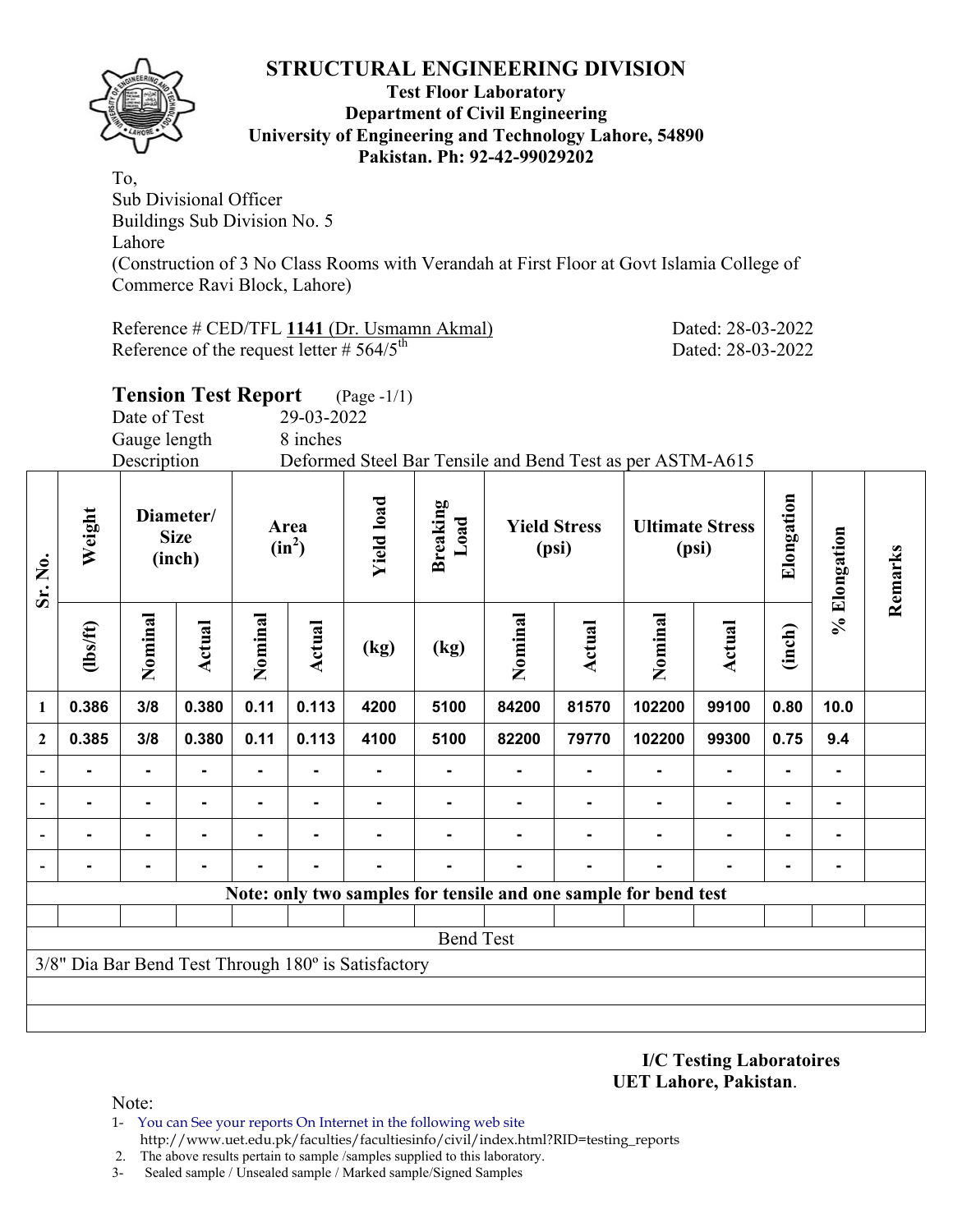# STRUCTURAL ENGINEERING DIVISION

**Test Floor Laboratory**
**Department of Civil Engineering**
**University of Engineering and Technology Lahore, 54890**
**Pakistan. Ph: 92-42-99029202**

To,
Sub Divisional Officer
Buildings Sub Division No. 5
Lahore
(Construction of 3 No Class Rooms with Verandah at First Floor at Govt Islamia College of Commerce Ravi Block, Lahore)

Reference # CED/TFL **1141** (Dr. Usmamn Akmal) Dated: 28-03-2022
Reference of the request letter # 564/5th Dated: 28-03-2022

## Tension Test Report (Page -1/1)

Date of Test 29-03-2022
Gauge length 8 inches
Description Deformed Steel Bar Tensile and Bend Test as per ASTM-A615

| Sr. No. | Weight | Diameter/ Size (inch) | | Area ($in^2$) | | Yield load | Breaking Load | Yield Stress (psi) | | Ultimate Stress (psi) | | Elongation | % Elongation | Remarks |
|---|---|---|---|---|---|---|---|---|---|---|---|---|---|---|
| | (lbs/ft) | Nominal | Actual | Nominal | Actual | (kg) | (kg) | Nominal | Actual | Nominal | Actual | (inch) | | |
| 1 | 0.386 | 3/8 | 0.380 | 0.11 | 0.113 | 4200 | 5100 | 84200 | 81570 | 102200 | 99100 | 0.80 | 10.0 | |
| 2 | 0.385 | 3/8 | 0.380 | 0.11 | 0.113 | 4100 | 5100 | 82200 | 79770 | 102200 | 99300 | 0.75 | 9.4 | |
| - | - | - | - | - | - | - | - | - | - | - | - | - | - | |
| - | - | - | - | - | - | - | - | - | - | - | - | - | - | |
| - | - | - | - | - | - | - | - | - | - | - | - | - | - | |
| - | - | - | - | - | - | - | - | - | - | - | - | - | - | |

**Note: only two samples for tensile and one sample for bend test**

Bend Test

3/8" Dia Bar Bend Test Through 180º is Satisfactory

**I/C Testing Laboratoires**
**UET Lahore, Pakistan**.

Note:
1- You can See your reports On Internet in the following web site
http://www.uet.edu.pk/faculties/facultiesinfo/civil/index.html?RID=testing_reports
2. The above results pertain to sample /samples supplied to this laboratory.
3- Sealed sample / Unsealed sample / Marked sample/Signed Samples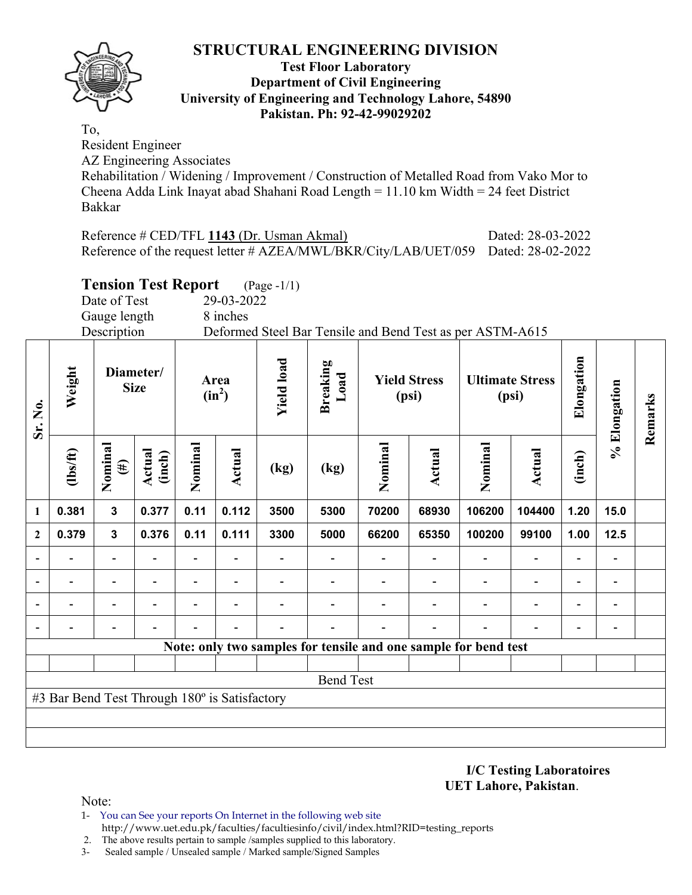# STRUCTURAL ENGINEERING DIVISION

**Test Floor Laboratory**
**Department of Civil Engineering**
**University of Engineering and Technology Lahore, 54890**
**Pakistan. Ph: 92-42-99029202**

To,
Resident Engineer
AZ Engineering Associates
Rehabilitation / Widening / Improvement / Construction of Metalled Road from Vako Mor to Cheena Adda Link Inayat abad Shahani Road Length = 11.10 km Width = 24 feet District Bakkar

Reference # CED/TFL **1143** (Dr. Usman Akmal) Dated: 28-03-2022
Reference of the request letter # AZEA/MWL/BKR/City/LAB/UET/059 Dated: 28-02-2022

## Tension Test Report (Page -1/1)

Date of Test 29-03-2022
Gauge length 8 inches
Description Deformed Steel Bar Tensile and Bend Test as per ASTM-A615

| Sr. No. | Weight | Diameter/ Size | | Area ($in^2$) | | Yield load | Breaking Load | Yield Stress (psi) | | Ultimate Stress (psi) | | Elongation | % Elongation | Remarks |
|---|---|---|---|---|---|---|---|---|---|---|---|---|---|---|
| | (lbs/ft) | Nominal (#) | Actual (inch) | Nominal | Actual | (kg) | (kg) | Nominal | Actual | Nominal | Actual | (inch) | | |
| 1 | 0.381 | 3 | 0.377 | 0.11 | 0.112 | 3500 | 5300 | 70200 | 68930 | 106200 | 104400 | 1.20 | 15.0 | |
| 2 | 0.379 | 3 | 0.376 | 0.11 | 0.111 | 3300 | 5000 | 66200 | 65350 | 100200 | 99100 | 1.00 | 12.5 | |
| - | - | - | - | - | - | - | - | - | - | - | - | - | - | |
| - | - | - | - | - | - | - | - | - | - | - | - | - | - | |
| - | - | - | - | - | - | - | - | - | - | - | - | - | - | |
| - | - | - | - | - | - | - | - | - | - | - | - | - | - | |

**Note: only two samples for tensile and one sample for bend test**

Bend Test

#3 Bar Bend Test Through 180º is Satisfactory

**I/C Testing Laboratoires**
**UET Lahore, Pakistan**.

Note:
1- You can See your reports On Internet in the following web site
http://www.uet.edu.pk/faculties/facultiesinfo/civil/index.html?RID=testing_reports
2. The above results pertain to sample /samples supplied to this laboratory.
3- Sealed sample / Unsealed sample / Marked sample/Signed Samples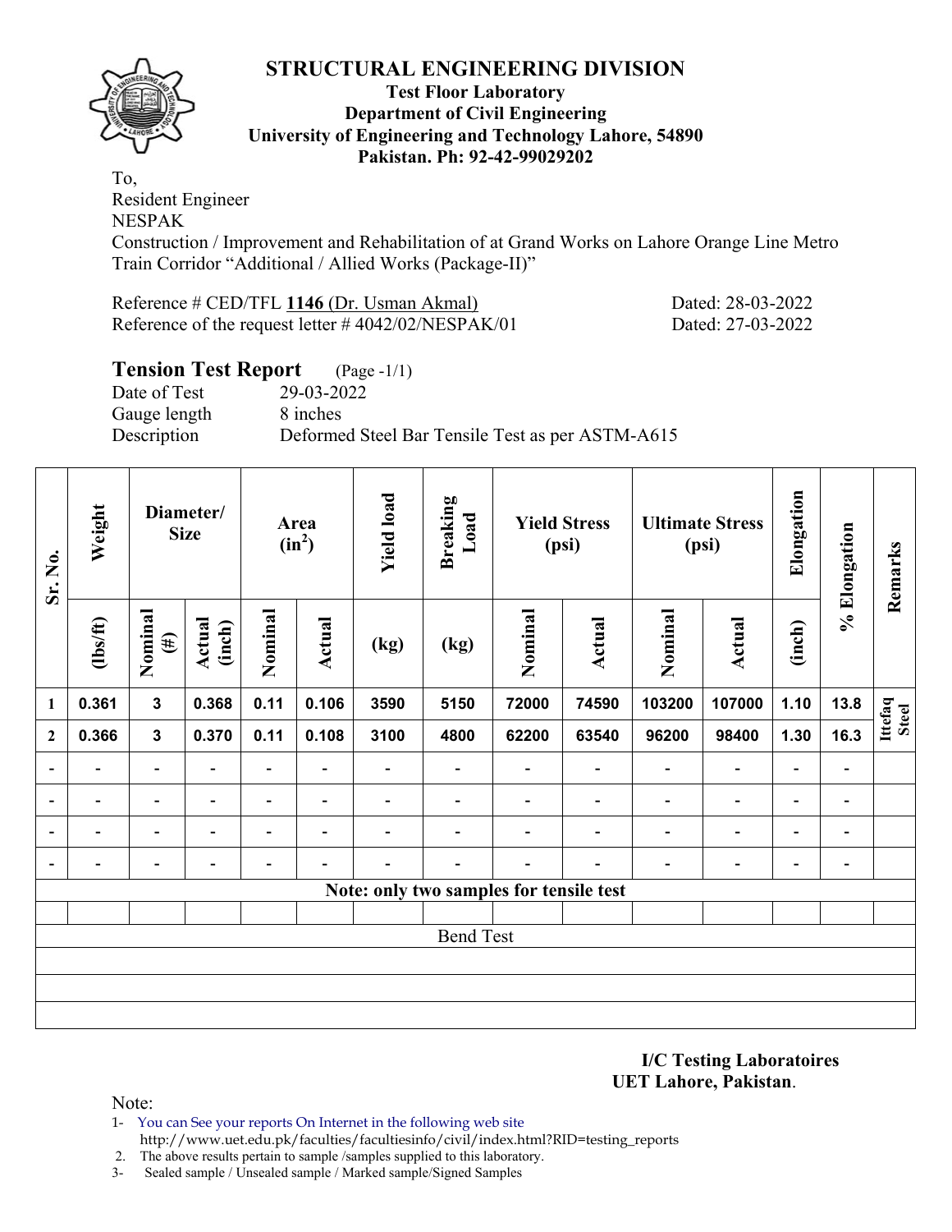# STRUCTURAL ENGINEERING DIVISION

**Test Floor Laboratory**
**Department of Civil Engineering**
**University of Engineering and Technology Lahore, 54890**
**Pakistan. Ph: 92-42-99029202**

To,
Resident Engineer
NESPAK
Construction / Improvement and Rehabilitation of at Grand Works on Lahore Orange Line Metro Train Corridor "Additional / Allied Works (Package-II)"

Reference # CED/TFL **1146** (Dr. Usman Akmal) Dated: 28-03-2022
Reference of the request letter # 4042/02/NESPAK/01 Dated: 27-03-2022

## Tension Test Report (Page -1/1)

Date of Test 29-03-2022
Gauge length 8 inches
Description Deformed Steel Bar Tensile Test as per ASTM-A615

| Sr. No. | Weight | Diameter/ Size | | Area ($in^2$) | | Yield load | Breaking Load | Yield Stress (psi) | | Ultimate Stress (psi) | | Elongation | % Elongation | Remarks |
|---|---|---|---|---|---|---|---|---|---|---|---|---|---|---|
| | (lbs/ft) | Nominal (#) | Actual (inch) | Nominal | Actual | (kg) | (kg) | Nominal | Actual | Nominal | Actual | (inch) | | |
| 1 | 0.361 | 3 | 0.368 | 0.11 | 0.106 | 3590 | 5150 | 72000 | 74590 | 103200 | 107000 | 1.10 | 13.8 | Ittefaq Steel |
| 2 | 0.366 | 3 | 0.370 | 0.11 | 0.108 | 3100 | 4800 | 62200 | 63540 | 96200 | 98400 | 1.30 | 16.3 | |
| - | - | - | - | - | - | - | - | - | - | - | - | - | - | |
| - | - | - | - | - | - | - | - | - | - | - | - | - | - | |
| - | - | - | - | - | - | - | - | - | - | - | - | - | - | |
| - | - | - | - | - | - | - | - | - | - | - | - | - | - | |
| Note: only two samples for tensile test | | | | | | | | | | | | | | |
| | | | | | | | | | | | | | | |
| Bend Test | | | | | | | | | | | | | | |
| | | | | | | | | | | | | | | |
| | | | | | | | | | | | | | | |
| | | | | | | | | | | | | | | |

**I/C Testing Laboratoires**
**UET Lahore, Pakistan**.

Note:
1- You can See your reports On Internet in the following web site
http://www.uet.edu.pk/faculties/facultiesinfo/civil/index.html?RID=testing_reports
2. The above results pertain to sample /samples supplied to this laboratory.
3- Sealed sample / Unsealed sample / Marked sample/Signed Samples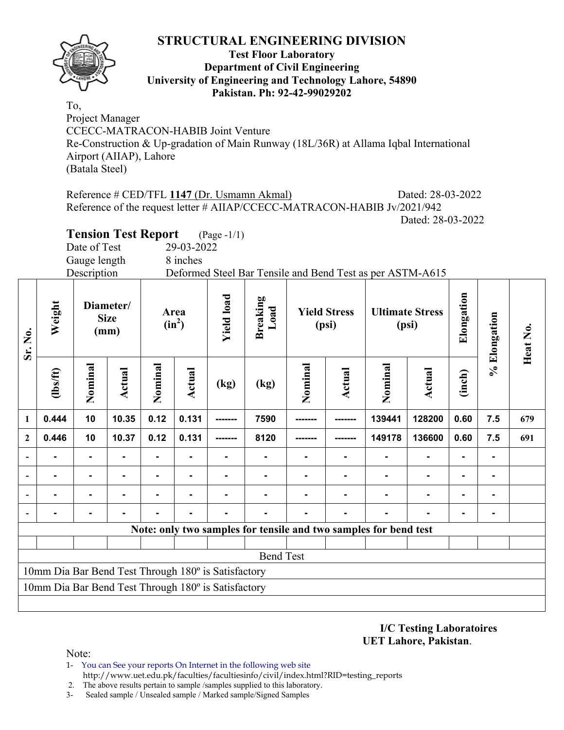# STRUCTURAL ENGINEERING DIVISION

**Test Floor Laboratory**
**Department of Civil Engineering**
**University of Engineering and Technology Lahore, 54890**
**Pakistan. Ph: 92-42-99029202**

To,
Project Manager
CCECC-MATRACON-HABIB Joint Venture
Re-Construction & Up-gradation of Main Runway (18L/36R) at Allama Iqbal International Airport (AIIAP), Lahore
(Batala Steel)

Reference # CED/TFL **1147** (Dr. Usmamn Akmal) Dated: 28-03-2022
Reference of the request letter # AIIAP/CCECC-MATRACON-HABIB Jv/2021/942 Dated: 28-03-2022

## Tension Test Report (Page -1/1)

Date of Test 29-03-2022
Gauge length 8 inches
Description Deformed Steel Bar Tensile and Bend Test as per ASTM-A615

| Sr. No. | Weight | Diameter/ Size (mm) | | Area ($in^2$) | | Yield load | Breaking Load | Yield Stress (psi) | | Ultimate Stress (psi) | | Elongation | % Elongation | Heat No. |
|---|---|---|---|---|---|---|---|---|---|---|---|---|---|---|
| | (lbs/ft) | Nominal | Actual | Nominal | Actual | (kg) | (kg) | Nominal | Actual | Nominal | Actual | (inch) | | |
| 1 | 0.444 | 10 | 10.35 | 0.12 | 0.131 | ------- | 7590 | ------- | ------- | 139441 | 128200 | 0.60 | 7.5 | 679 |
| 2 | 0.446 | 10 | 10.37 | 0.12 | 0.131 | ------- | 8120 | ------- | ------- | 149178 | 136600 | 0.60 | 7.5 | 691 |
| - | - | - | - | - | - | - | - | - | - | - | - | - | - | |
| - | - | - | - | - | - | - | - | - | - | - | - | - | - | |
| - | - | - | - | - | - | - | - | - | - | - | - | - | - | |
| - | - | - | - | - | - | - | - | - | - | - | - | - | - | |

**Note: only two samples for tensile and two samples for bend test**

Bend Test

10mm Dia Bar Bend Test Through 180º is Satisfactory

10mm Dia Bar Bend Test Through 180º is Satisfactory

**I/C Testing Laboratoires**
**UET Lahore, Pakistan**.

Note:
1- You can See your reports On Internet in the following web site
http://www.uet.edu.pk/faculties/facultiesinfo/civil/index.html?RID=testing_reports
2. The above results pertain to sample /samples supplied to this laboratory.
3- Sealed sample / Unsealed sample / Marked sample/Signed Samples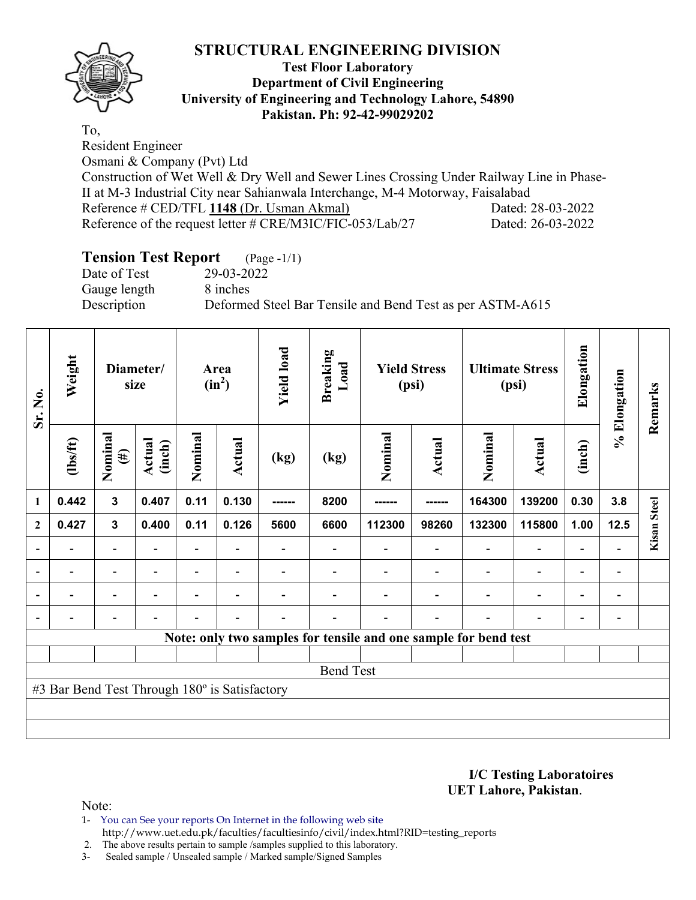# STRUCTURAL ENGINEERING DIVISION

**Test Floor Laboratory**
**Department of Civil Engineering**
**University of Engineering and Technology Lahore, 54890**
**Pakistan. Ph: 92-42-99029202**

To,
Resident Engineer
Osmani & Company (Pvt) Ltd
Construction of Wet Well & Dry Well and Sewer Lines Crossing Under Railway Line in Phase-II at M-3 Industrial City near Sahianwala Interchange, M-4 Motorway, Faisalabad
Reference # CED/TFL **1148** (Dr. Usman Akmal) Dated: 28-03-2022
Reference of the request letter # CRE/M3IC/FIC-053/Lab/27 Dated: 26-03-2022

## Tension Test Report (Page -1/1)

Date of Test 29-03-2022
Gauge length 8 inches
Description Deformed Steel Bar Tensile and Bend Test as per ASTM-A615

| Sr. No. | Weight | Diameter/ size | | Area ($in^2$) | | Yield load | Breaking Load | Yield Stress (psi) | | Ultimate Stress (psi) | | Elongation | % Elongation | Remarks |
|---|---|---|---|---|---|---|---|---|---|---|---|---|---|---|
| | (lbs/ft) | Nominal (#) | Actual (inch) | Nominal | Actual | (kg) | (kg) | Nominal | Actual | Nominal | Actual | (inch) | | |
| 1 | 0.442 | 3 | 0.407 | 0.11 | 0.130 | ------ | 8200 | ------ | ------ | 164300 | 139200 | 0.30 | 3.8 | Kisan Steel |
| 2 | 0.427 | 3 | 0.400 | 0.11 | 0.126 | 5600 | 6600 | 112300 | 98260 | 132300 | 115800 | 1.00 | 12.5 | |
| - | - | - | - | - | - | - | - | - | - | - | - | - | - | |
| - | - | - | - | - | - | - | - | - | - | - | - | - | - | |
| - | - | - | - | - | - | - | - | - | - | - | - | - | - | |
| - | - | - | - | - | - | - | - | - | - | - | - | - | - | |
| Note: only two samples for tensile and one sample for bend test | | | | | | | | | | | | | | |
| | | | | | | | | | | | | | | |
| Bend Test | | | | | | | | | | | | | | |
| #3 Bar Bend Test Through 180º is Satisfactory | | | | | | | | | | | | | | |

**I/C Testing Laboratoires**
**UET Lahore, Pakistan**.

Note:
1- You can See your reports On Internet in the following web site
http://www.uet.edu.pk/faculties/facultiesinfo/civil/index.html?RID=testing_reports
2. The above results pertain to sample /samples supplied to this laboratory.
3- Sealed sample / Unsealed sample / Marked sample/Signed Samples